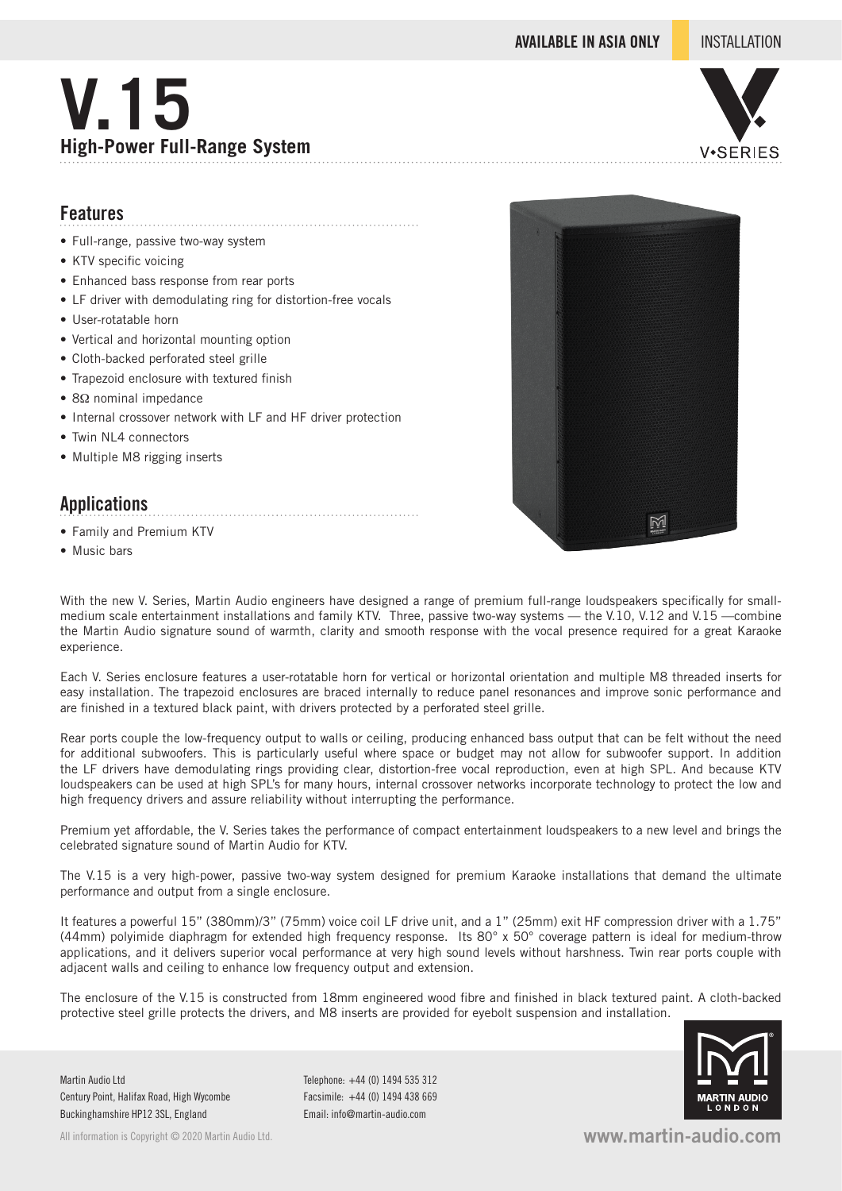AVAILABLE IN ASIA ONLY | INSTALLATION

# V.15

## High-Power Full-Range System

## Features

- Full-range, passive two-way system
- KTV specific voicing
- Enhanced bass response from rear ports
- LF driver with demodulating ring for distortion-free vocals
- User-rotatable horn
- Vertical and horizontal mounting option
- Cloth-backed perforated steel grille
- Trapezoid enclosure with textured finish
- 8Ω nominal impedance
- Internal crossover network with LF and HF driver protection
- Twin NL4 connectors
- Multiple M8 rigging inserts

## Applications

- Family and Premium KTV
- Music bars

With the new V. Series, Martin Audio engineers have designed a range of premium full-range loudspeakers specifically for small-medium scale entertainment installations and family KTV. Three, passive two-way systems — the V.10, V.12 and V.15 —combine the Martin Audio signature sound of warmth, clarity and smooth response with the vocal presence required for a great Karaoke experience.

Each V. Series enclosure features a user-rotatable horn for vertical or horizontal orientation and multiple M8 threaded inserts for easy installation. The trapezoid enclosures are braced internally to reduce panel resonances and improve sonic performance and are finished in a textured black paint, with drivers protected by a perforated steel grille.

Rear ports couple the low-frequency output to walls or ceiling, producing enhanced bass output that can be felt without the need for additional subwoofers. This is particularly useful where space or budget may not allow for subwoofer support. In addition the LF drivers have demodulating rings providing clear, distortion-free vocal reproduction, even at high SPL. And because KTV loudspeakers can be used at high SPL's for many hours, internal crossover networks incorporate technology to protect the low and high frequency drivers and assure reliability without interrupting the performance.

Premium yet affordable, the V. Series takes the performance of compact entertainment loudspeakers to a new level and brings the celebrated signature sound of Martin Audio for KTV.

The V.15 is a very high-power, passive two-way system designed for premium Karaoke installations that demand the ultimate performance and output from a single enclosure.

It features a powerful 15" (380mm)/3" (75mm) voice coil LF drive unit, and a 1" (25mm) exit HF compression driver with a 1.75" (44mm) polyimide diaphragm for extended high frequency response. Its 80° x 50° coverage pattern is ideal for medium-throw applications, and it delivers superior vocal performance at very high sound levels without harshness. Twin rear ports couple with adjacent walls and ceiling to enhance low frequency output and extension.

The enclosure of the V.15 is constructed from 18mm engineered wood fibre and finished in black textured paint. A cloth-backed protective steel grille protects the drivers, and M8 inserts are provided for eyebolt suspension and installation.

Martin Audio Ltd
Century Point, Halifax Road, High Wycombe
Buckinghamshire HP12 3SL, England

Telephone: +44 (0) 1494 535 312
Facsimile: +44 (0) 1494 438 669
Email: info@martin-audio.com

All information is Copyright © 2020 Martin Audio Ltd.

www.martin-audio.com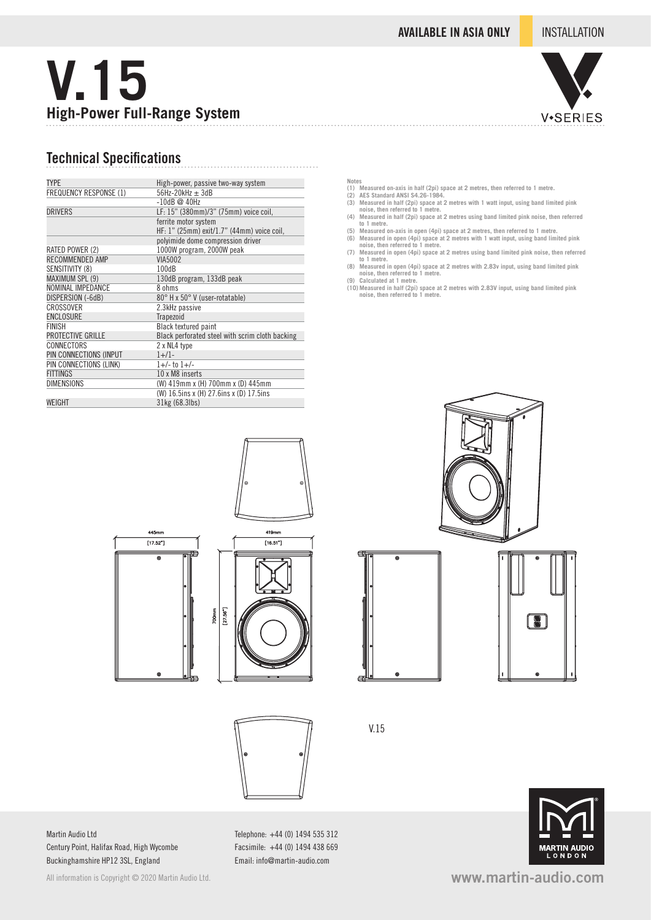AVAILABLE IN ASIA ONLY INSTALLATION

# V.15

## High-Power Full-Range System

## Technical Specifications

| | |
|---|---|
| TYPE | High-power, passive two-way system |
| FREQUENCY RESPONSE (1) | 56Hz-20kHz ± 3dB |
| | -10dB @ 40Hz |
| DRIVERS | LF: 15" (380mm)/3" (75mm) voice coil, |
| | ferrite motor system |
| | HF: 1" (25mm) exit/1.7" (44mm) voice coil, |
| | polyimide dome compression driver |
| RATED POWER (2) | 1000W program, 2000W peak |
| RECOMMENDED AMP | VIA5002 |
| SENSITIVITY (8) | 100dB |
| MAXIMUM SPL (9) | 130dB program, 133dB peak |
| NOMINAL IMPEDANCE | 8 ohms |
| DISPERSION (-6dB) | 80° H x 50° V (user-rotatable) |
| CROSSOVER | 2.3kHz passive |
| ENCLOSURE | Trapezoid |
| FINISH | Black textured paint |
| PROTECTIVE GRILLE | Black perforated steel with scrim cloth backing |
| CONNECTORS | 2 x NL4 type |
| PIN CONNECTIONS (INPUT | 1+/1- |
| PIN CONNECTIONS (LINK) | 1+/- to 1+/- |
| FITTINGS | 10 x M8 inserts |
| DIMENSIONS | (W) 419mm x (H) 700mm x (D) 445mm |
| | (W) 16.5ins x (H) 27.6ins x (D) 17.5ins |
| WEIGHT | 31kg (68.3lbs) |

**Notes**

(1) Measured on-axis in half (2pi) space at 2 metres, then referred to 1 metre.
(2) AES Standard ANSI S4.26-1984.
(3) Measured in half (2pi) space at 2 metres with 1 watt input, using band limited pink noise, then referred to 1 metre.
(4) Measured in half (2pi) space at 2 metres using band limited pink noise, then referred to 1 metre.
(5) Measured on-axis in open (4pi) space at 2 metres, then referred to 1 metre.
(6) Measured in open (4pi) space at 2 metres with 1 watt input, using band limited pink noise, then referred to 1 metre.
(7) Measured in open (4pi) space at 2 metres using band limited pink noise, then referred to 1 metre.
(8) Measured in open (4pi) space at 2 metres with 2.83v input, using band limited pink noise, then referred to 1 metre.
(9) Calculated at 1 metre.
(10) Measured in half (2pi) space at 2 metres with 2.83V input, using band limited pink noise, then referred to 1 metre.

445mm [17.52"]

419mm [16.51"]

700mm [27.56"]

V.15

Martin Audio Ltd
Century Point, Halifax Road, High Wycombe
Buckinghamshire HP12 3SL, England

Telephone: +44 (0) 1494 535 312
Facsimile: +44 (0) 1494 438 669
Email: info@martin-audio.com

All information is Copyright © 2020 Martin Audio Ltd.

www.martin-audio.com